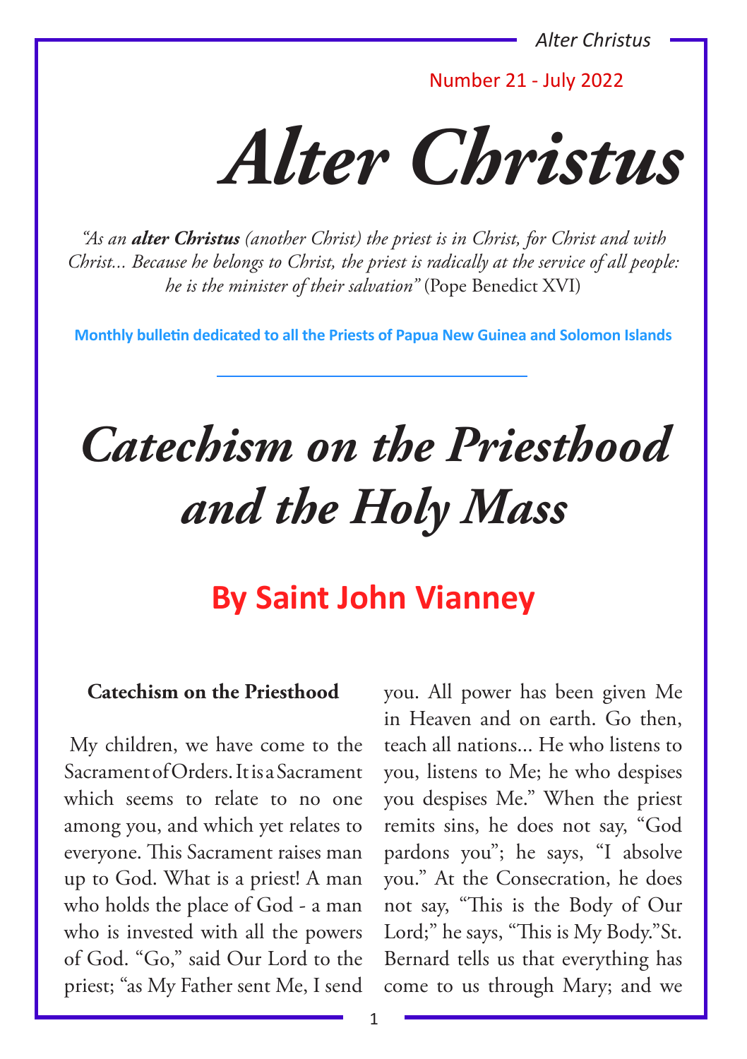Number 21 - July 2022

# *Alter Christus*

*"As an **alter Christus** (another Christ) the priest is in Christ, for Christ and with Christ... Because he belongs to Christ, the priest is radically at the service of all people: he is the minister of their salvation"* (Pope Benedict XVI)

**Monthly bulletin dedicated to all the Priests of Papua New Guinea and Solomon Islands**

---

# *Catechism on the Priesthood and the Holy Mass*

## By Saint John Vianney

### Catechism on the Priesthood

My children, we have come to the Sacrament of Orders. It is a Sacrament which seems to relate to no one among you, and which yet relates to everyone. This Sacrament raises man up to God. What is a priest! A man who holds the place of God - a man who is invested with all the powers of God. "Go," said Our Lord to the priest; "as My Father sent Me, I send you. All power has been given Me in Heaven and on earth. Go then, teach all nations... He who listens to you, listens to Me; he who despises you despises Me." When the priest remits sins, he does not say, "God pardons you"; he says, "I absolve you." At the Consecration, he does not say, "This is the Body of Our Lord;" he says, "This is My Body." St. Bernard tells us that everything has come to us through Mary; and we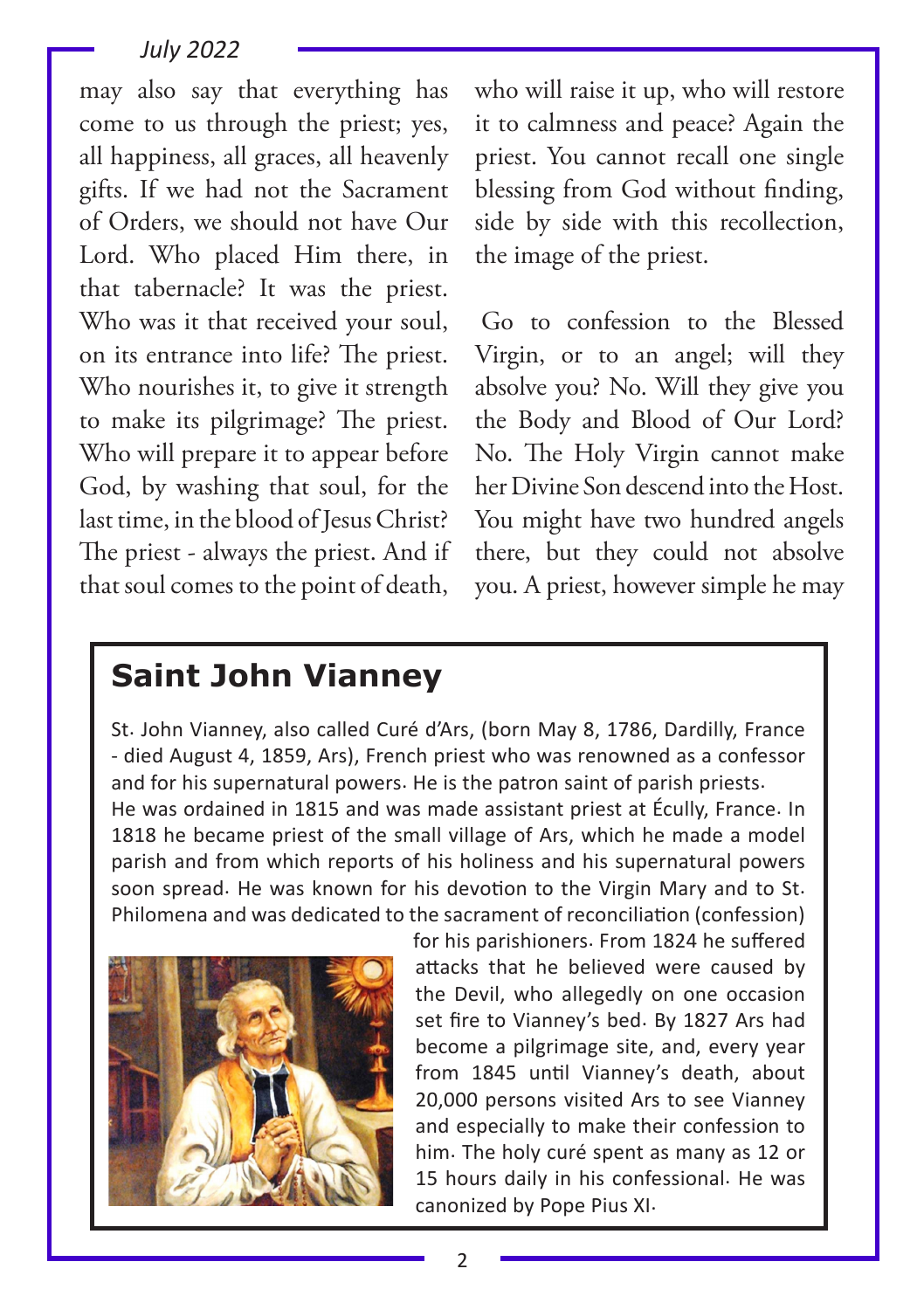may also say that everything has come to us through the priest; yes, all happiness, all graces, all heavenly gifts. If we had not the Sacrament of Orders, we should not have Our Lord. Who placed Him there, in that tabernacle? It was the priest. Who was it that received your soul, on its entrance into life? The priest. Who nourishes it, to give it strength to make its pilgrimage? The priest. Who will prepare it to appear before God, by washing that soul, for the last time, in the blood of Jesus Christ? The priest - always the priest. And if that soul comes to the point of death, who will raise it up, who will restore it to calmness and peace? Again the priest. You cannot recall one single blessing from God without finding, side by side with this recollection, the image of the priest.

Go to confession to the Blessed Virgin, or to an angel; will they absolve you? No. Will they give you the Body and Blood of Our Lord? No. The Holy Virgin cannot make her Divine Son descend into the Host. You might have two hundred angels there, but they could not absolve you. A priest, however simple he may

## Saint John Vianney

St. John Vianney, also called Curé d'Ars, (born May 8, 1786, Dardilly, France - died August 4, 1859, Ars), French priest who was renowned as a confessor and for his supernatural powers. He is the patron saint of parish priests.

He was ordained in 1815 and was made assistant priest at Écully, France. In 1818 he became priest of the small village of Ars, which he made a model parish and from which reports of his holiness and his supernatural powers soon spread. He was known for his devotion to the Virgin Mary and to St. Philomena and was dedicated to the sacrament of reconciliation (confession) for his parishioners. From 1824 he suffered attacks that he believed were caused by the Devil, who allegedly on one occasion set fire to Vianney's bed. By 1827 Ars had become a pilgrimage site, and, every year from 1845 until Vianney's death, about 20,000 persons visited Ars to see Vianney and especially to make their confession to him. The holy curé spent as many as 12 or 15 hours daily in his confessional. He was canonized by Pope Pius XI.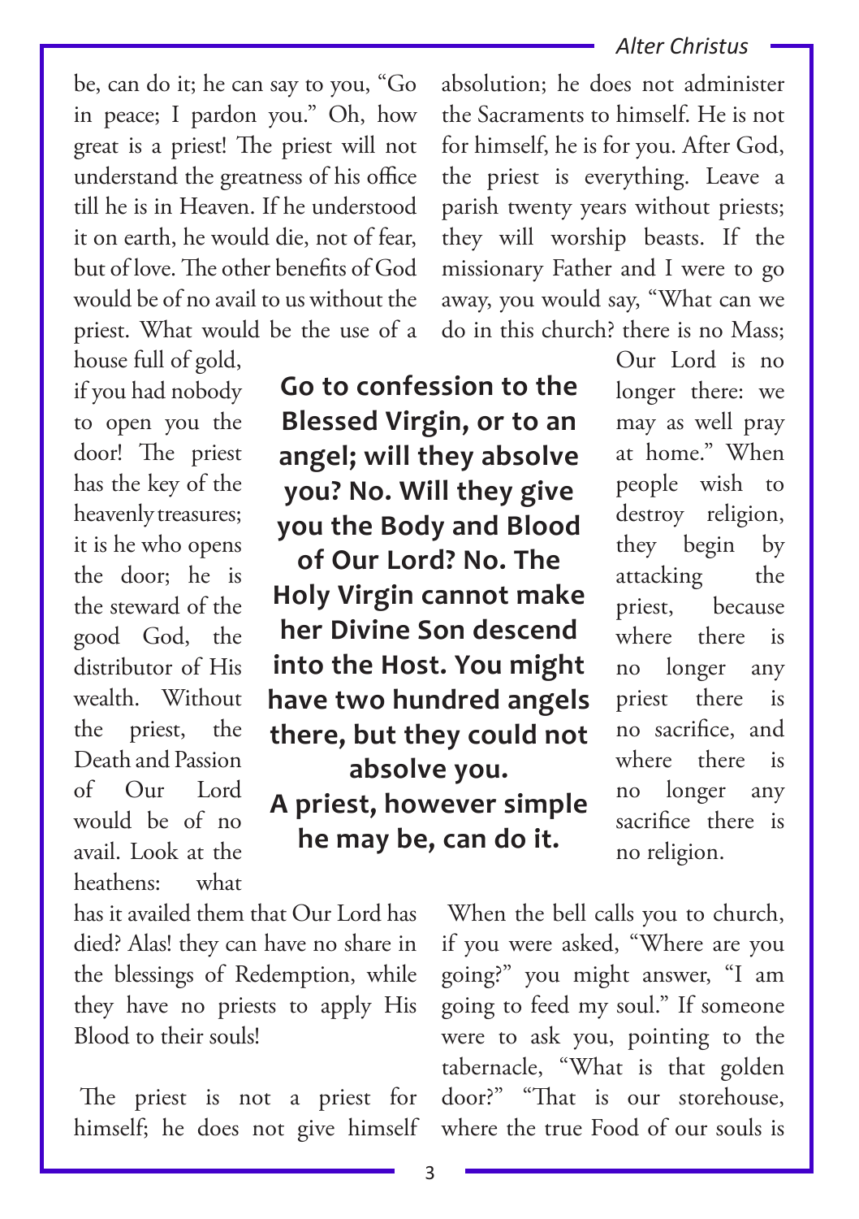be, can do it; he can say to you, "Go in peace; I pardon you." Oh, how great is a priest! The priest will not understand the greatness of his office till he is in Heaven. If he understood it on earth, he would die, not of fear, but of love. The other benefits of God would be of no avail to us without the priest. What would be the use of a house full of gold, if you had nobody to open you the door! The priest has the key of the heavenly treasures; it is he who opens the door; he is the steward of the good God, the distributor of His wealth. Without the priest, the Death and Passion of Our Lord would be of no avail. Look at the heathens: what has it availed them that Our Lord has died? Alas! they can have no share in the blessings of Redemption, while they have no priests to apply His Blood to their souls!

**Go to confession to the Blessed Virgin, or to an angel; will they absolve you? No. Will they give you the Body and Blood of Our Lord? No. The Holy Virgin cannot make her Divine Son descend into the Host. You might have two hundred angels there, but they could not absolve you. A priest, however simple he may be, can do it.**

The priest is not a priest for himself; he does not give himself absolution; he does not administer the Sacraments to himself. He is not for himself, he is for you. After God, the priest is everything. Leave a parish twenty years without priests; they will worship beasts. If the missionary Father and I were to go away, you would say, "What can we do in this church? there is no Mass; Our Lord is no longer there: we may as well pray at home." When people wish to destroy religion, they begin by attacking the priest, because where there is no longer any priest there is no sacrifice, and where there is no longer any sacrifice there is no religion.

When the bell calls you to church, if you were asked, "Where are you going?" you might answer, "I am going to feed my soul." If someone were to ask you, pointing to the tabernacle, "What is that golden door?" "That is our storehouse, where the true Food of our souls is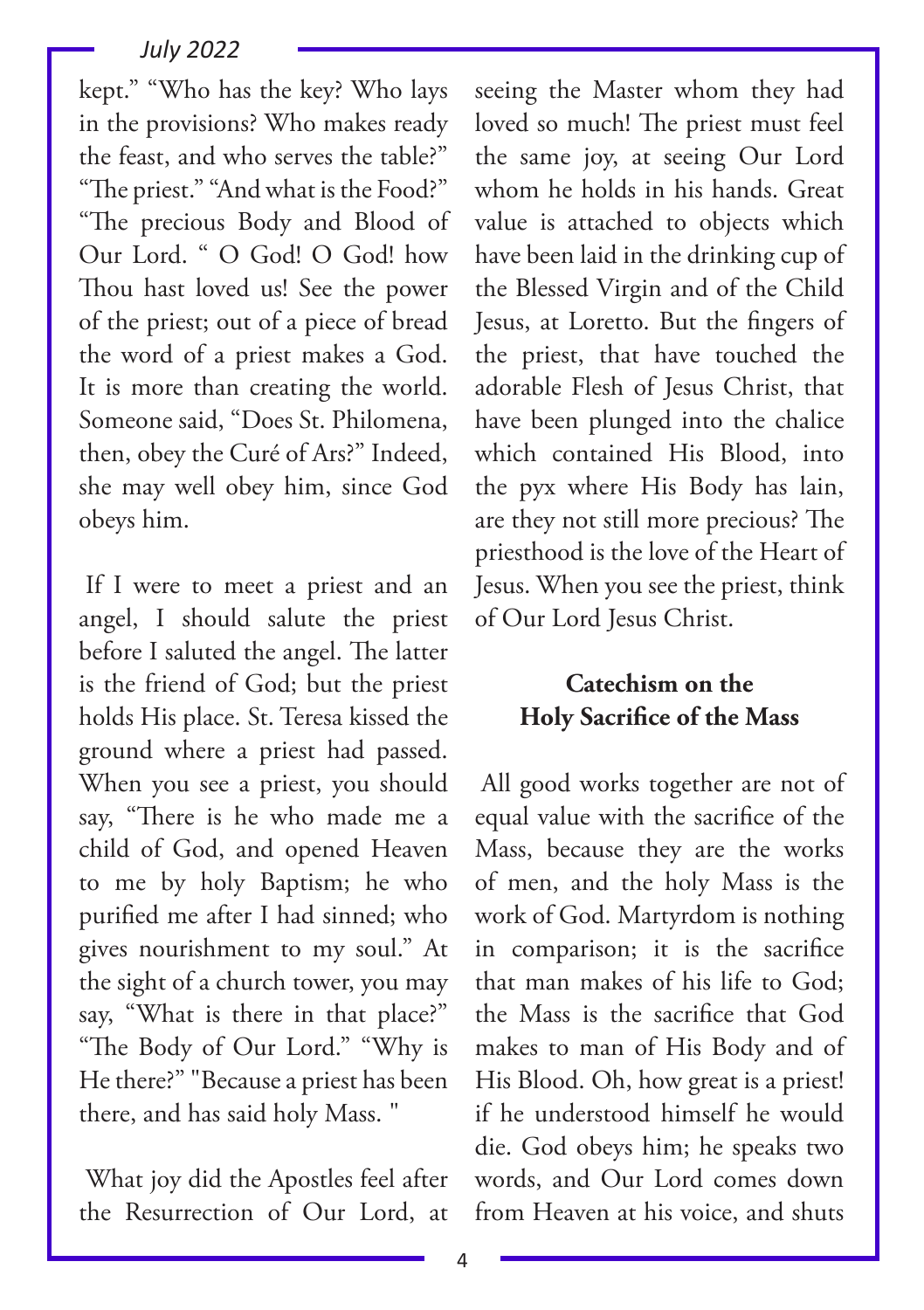kept." "Who has the key? Who lays in the provisions? Who makes ready the feast, and who serves the table?" "The priest." "And what is the Food?" "The precious Body and Blood of Our Lord. " O God! O God! how Thou hast loved us! See the power of the priest; out of a piece of bread the word of a priest makes a God. It is more than creating the world. Someone said, "Does St. Philomena, then, obey the Curé of Ars?" Indeed, she may well obey him, since God obeys him.

If I were to meet a priest and an angel, I should salute the priest before I saluted the angel. The latter is the friend of God; but the priest holds His place. St. Teresa kissed the ground where a priest had passed. When you see a priest, you should say, "There is he who made me a child of God, and opened Heaven to me by holy Baptism; he who purified me after I had sinned; who gives nourishment to my soul." At the sight of a church tower, you may say, "What is there in that place?" "The Body of Our Lord." "Why is He there?" "Because a priest has been there, and has said holy Mass. "

What joy did the Apostles feel after the Resurrection of Our Lord, at seeing the Master whom they had loved so much! The priest must feel the same joy, at seeing Our Lord whom he holds in his hands. Great value is attached to objects which have been laid in the drinking cup of the Blessed Virgin and of the Child Jesus, at Loretto. But the fingers of the priest, that have touched the adorable Flesh of Jesus Christ, that have been plunged into the chalice which contained His Blood, into the pyx where His Body has lain, are they not still more precious? The priesthood is the love of the Heart of Jesus. When you see the priest, think of Our Lord Jesus Christ.

## Catechism on the Holy Sacrifice of the Mass

All good works together are not of equal value with the sacrifice of the Mass, because they are the works of men, and the holy Mass is the work of God. Martyrdom is nothing in comparison; it is the sacrifice that man makes of his life to God; the Mass is the sacrifice that God makes to man of His Body and of His Blood. Oh, how great is a priest! if he understood himself he would die. God obeys him; he speaks two words, and Our Lord comes down from Heaven at his voice, and shuts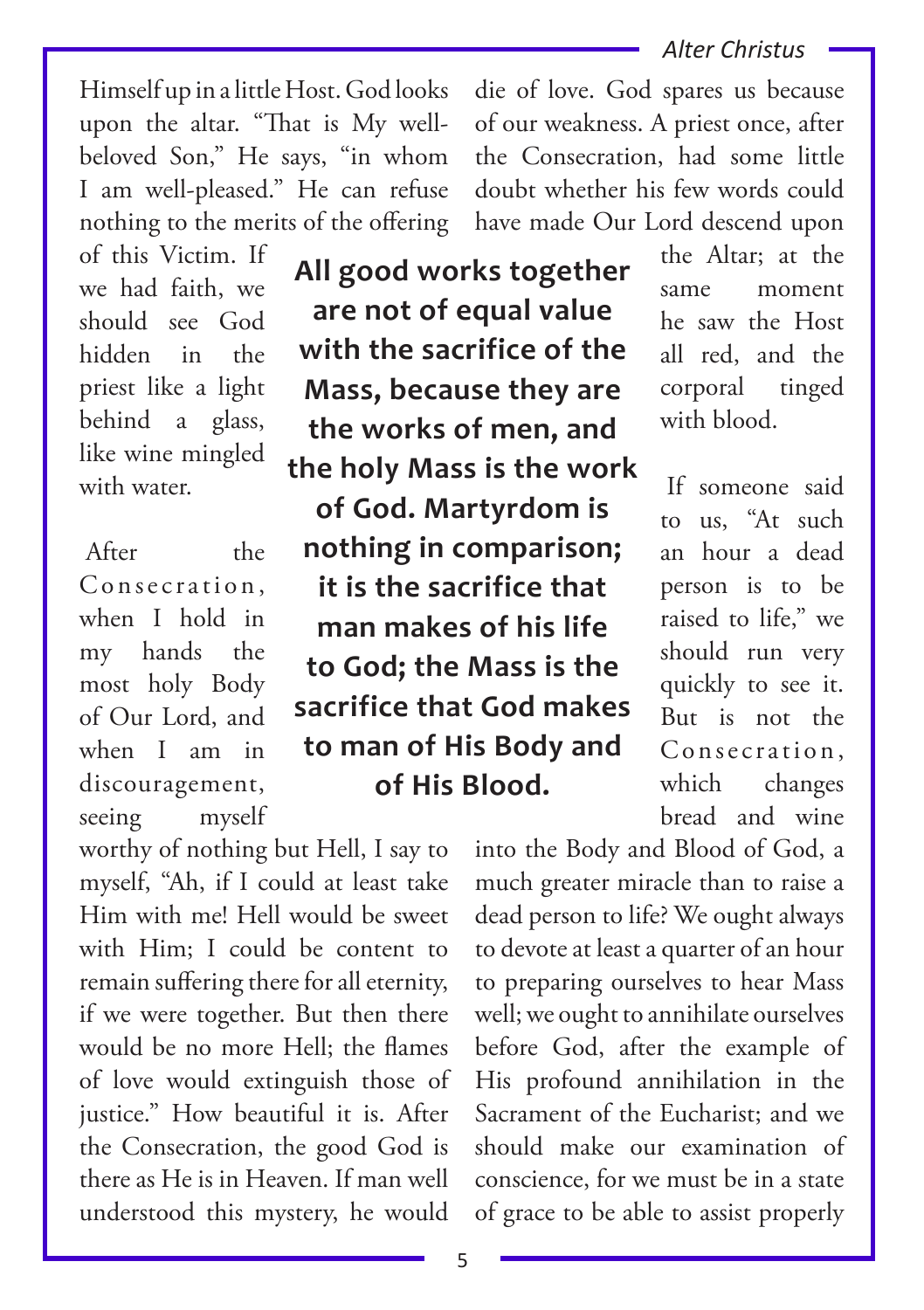Himself up in a little Host. God looks upon the altar. "That is My well-beloved Son," He says, "in whom I am well-pleased." He can refuse nothing to the merits of the offering of this Victim. If we had faith, we should see God hidden in the priest like a light behind a glass, like wine mingled with water.

After the Consecration, when I hold in my hands the most holy Body of Our Lord, and when I am in discouragement, seeing myself worthy of nothing but Hell, I say to myself, "Ah, if I could at least take Him with me! Hell would be sweet with Him; I could be content to remain suffering there for all eternity, if we were together. But then there would be no more Hell; the flames of love would extinguish those of justice." How beautiful it is. After the Consecration, the good God is there as He is in Heaven. If man well understood this mystery, he would die of love. God spares us because of our weakness. A priest once, after the Consecration, had some little doubt whether his few words could have made Our Lord descend upon the Altar; at the same moment he saw the Host all red, and the corporal tinged with blood.

**All good works together are not of equal value with the sacrifice of the Mass, because they are the works of men, and the holy Mass is the work of God. Martyrdom is nothing in comparison; it is the sacrifice that man makes of his life to God; the Mass is the sacrifice that God makes to man of His Body and of His Blood.**

If someone said to us, "At such an hour a dead person is to be raised to life," we should run very quickly to see it. But is not the Consecration, which changes bread and wine into the Body and Blood of God, a much greater miracle than to raise a dead person to life? We ought always to devote at least a quarter of an hour to preparing ourselves to hear Mass well; we ought to annihilate ourselves before God, after the example of His profound annihilation in the Sacrament of the Eucharist; and we should make our examination of conscience, for we must be in a state of grace to be able to assist properly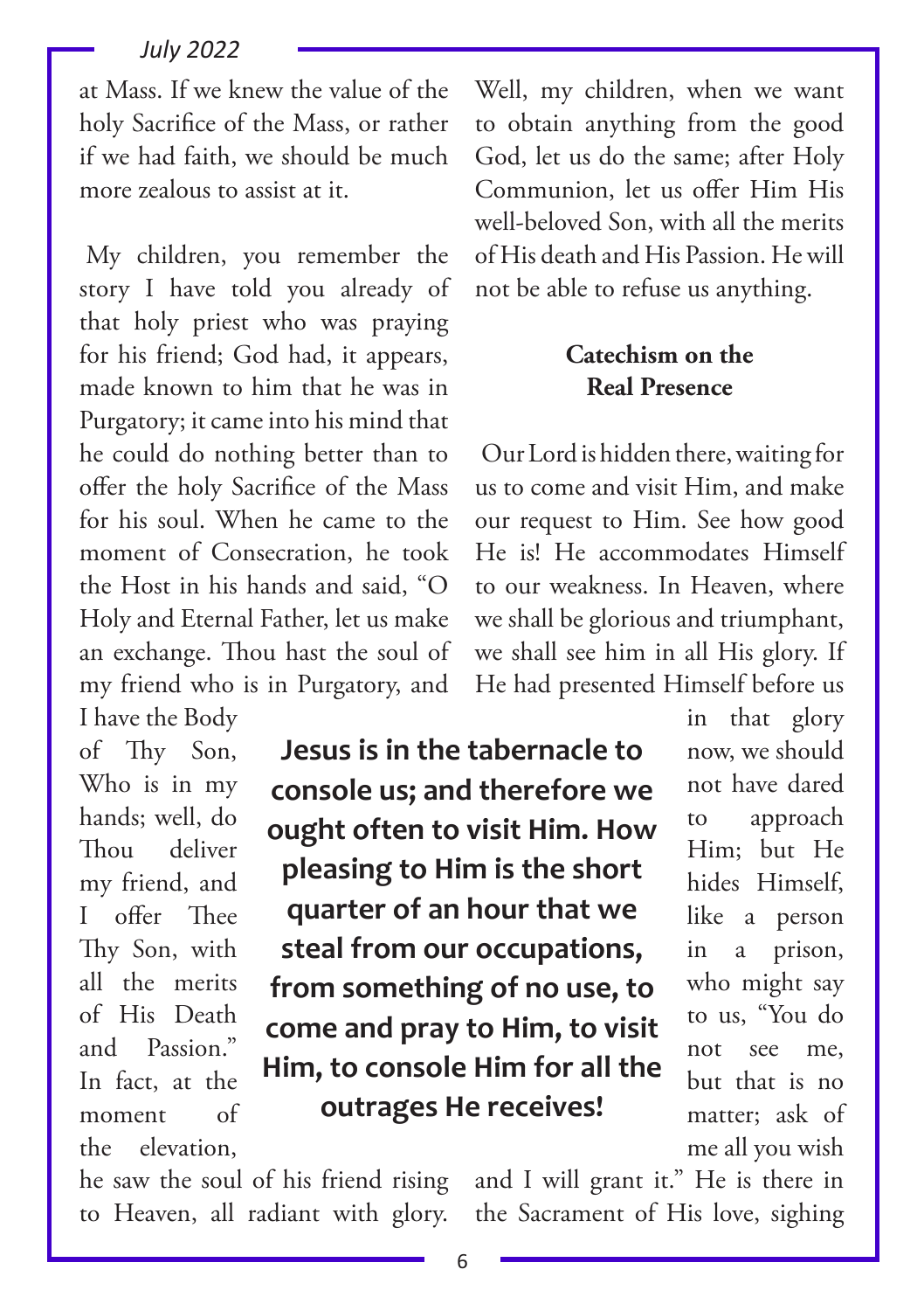at Mass. If we knew the value of the holy Sacrifice of the Mass, or rather if we had faith, we should be much more zealous to assist at it.

My children, you remember the story I have told you already of that holy priest who was praying for his friend; God had, it appears, made known to him that he was in Purgatory; it came into his mind that he could do nothing better than to offer the holy Sacrifice of the Mass for his soul. When he came to the moment of Consecration, he took the Host in his hands and said, "O Holy and Eternal Father, let us make an exchange. Thou hast the soul of my friend who is in Purgatory, and I have the Body of Thy Son, Who is in my hands; well, do Thou deliver my friend, and I offer Thee Thy Son, with all the merits of His Death and Passion." In fact, at the moment of the elevation, he saw the soul of his friend rising to Heaven, all radiant with glory. Well, my children, when we want to obtain anything from the good God, let us do the same; after Holy Communion, let us offer Him His well-beloved Son, with all the merits of His death and His Passion. He will not be able to refuse us anything.

**Jesus is in the tabernacle to console us; and therefore we ought often to visit Him. How pleasing to Him is the short quarter of an hour that we steal from our occupations, from something of no use, to come and pray to Him, to visit Him, to console Him for all the outrages He receives!**

## Catechism on the Real Presence

Our Lord is hidden there, waiting for us to come and visit Him, and make our request to Him. See how good He is! He accommodates Himself to our weakness. In Heaven, where we shall be glorious and triumphant, we shall see him in all His glory. If He had presented Himself before us in that glory now, we should not have dared to approach Him; but He hides Himself, like a person in a prison, who might say to us, "You do not see me, but that is no matter; ask of me all you wish and I will grant it." He is there in the Sacrament of His love, sighing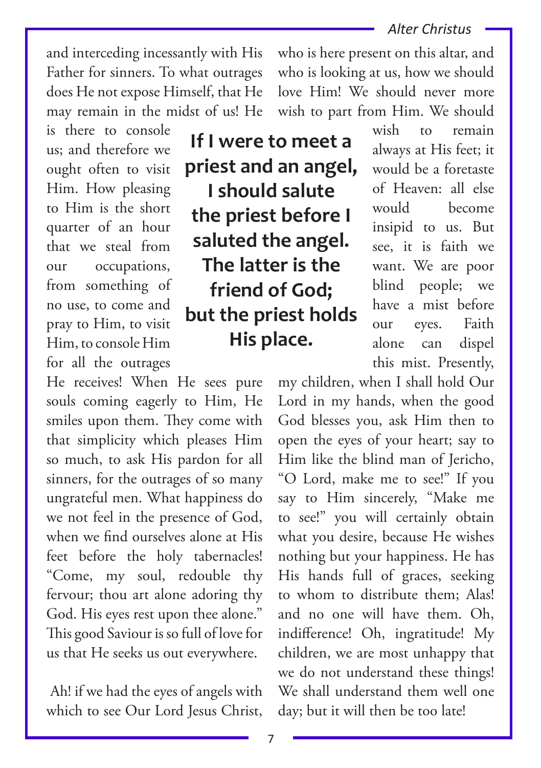and interceding incessantly with His Father for sinners. To what outrages does He not expose Himself, that He may remain in the midst of us! He is there to console us; and therefore we ought often to visit Him. How pleasing to Him is the short quarter of an hour that we steal from our occupations, from something of no use, to come and pray to Him, to visit Him, to console Him for all the outrages He receives! When He sees pure souls coming eagerly to Him, He smiles upon them. They come with that simplicity which pleases Him so much, to ask His pardon for all sinners, for the outrages of so many ungrateful men. What happiness do we not feel in the presence of God, when we find ourselves alone at His feet before the holy tabernacles! "Come, my soul, redouble thy fervour; thou art alone adoring thy God. His eyes rest upon thee alone." This good Saviour is so full of love for us that He seeks us out everywhere.

Ah! if we had the eyes of angels with which to see Our Lord Jesus Christ, who is here present on this altar, and who is looking at us, how we should love Him! We should never more wish to part from Him. We should wish to remain always at His feet; it would be a foretaste of Heaven: all else would become insipid to us. But see, it is faith we want. We are poor blind people; we have a mist before our eyes. Faith alone can dispel this mist. Presently, my children, when I shall hold Our Lord in my hands, when the good God blesses you, ask Him then to open the eyes of your heart; say to Him like the blind man of Jericho, "O Lord, make me to see!" If you say to Him sincerely, "Make me to see!" you will certainly obtain what you desire, because He wishes nothing but your happiness. He has His hands full of graces, seeking to whom to distribute them; Alas! and no one will have them. Oh, indifference! Oh, ingratitude! My children, we are most unhappy that we do not understand these things! We shall understand them well one day; but it will then be too late!

**If I were to meet a priest and an angel, I should salute the priest before I saluted the angel. The latter is the friend of God; but the priest holds His place.**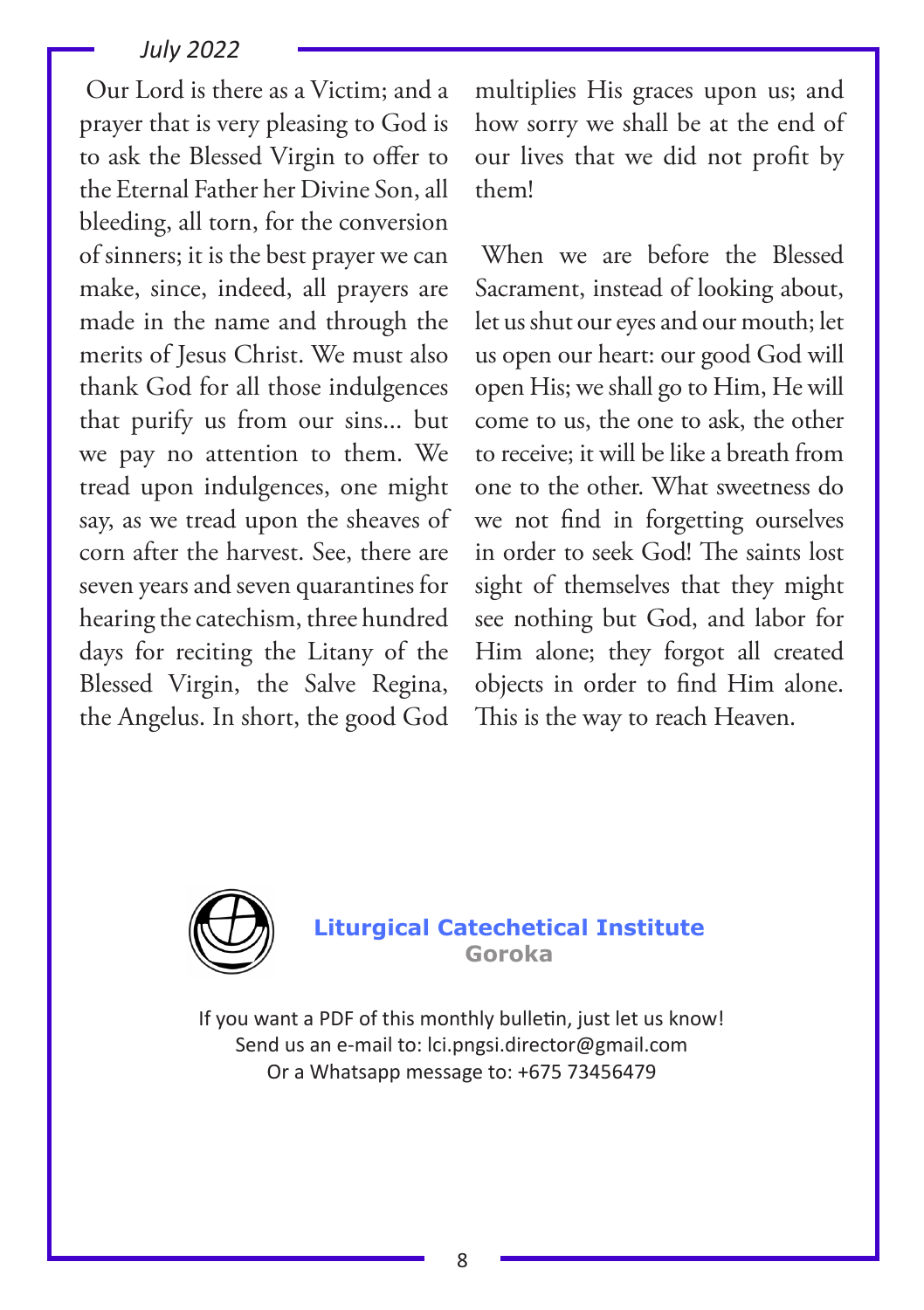Our Lord is there as a Victim; and a prayer that is very pleasing to God is to ask the Blessed Virgin to offer to the Eternal Father her Divine Son, all bleeding, all torn, for the conversion of sinners; it is the best prayer we can make, since, indeed, all prayers are made in the name and through the merits of Jesus Christ. We must also thank God for all those indulgences that purify us from our sins... but we pay no attention to them. We tread upon indulgences, one might say, as we tread upon the sheaves of corn after the harvest. See, there are seven years and seven quarantines for hearing the catechism, three hundred days for reciting the Litany of the Blessed Virgin, the Salve Regina, the Angelus. In short, the good God multiplies His graces upon us; and how sorry we shall be at the end of our lives that we did not profit by them!

When we are before the Blessed Sacrament, instead of looking about, let us shut our eyes and our mouth; let us open our heart: our good God will open His; we shall go to Him, He will come to us, the one to ask, the other to receive; it will be like a breath from one to the other. What sweetness do we not find in forgetting ourselves in order to seek God! The saints lost sight of themselves that they might see nothing but God, and labor for Him alone; they forgot all created objects in order to find Him alone. This is the way to reach Heaven.

**Liturgical Catechetical Institute**
**Goroka**

If you want a PDF of this monthly bulletin, just let us know!
Send us an e-mail to: lci.pngsi.director@gmail.com
Or a Whatsapp message to: +675 73456479